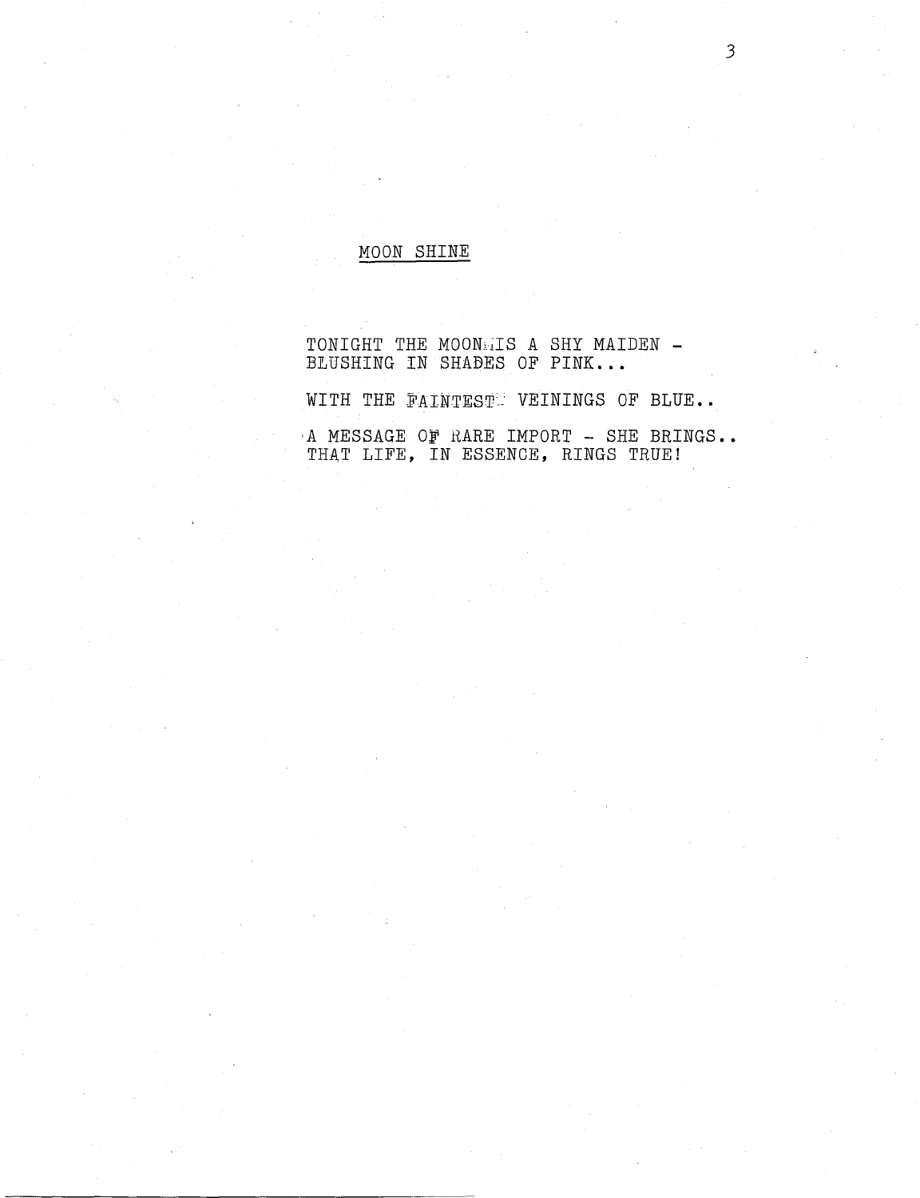# MOON SHINE

TONIGHT THE MOON IS A SHY MAIDEN -
BLUSHING IN SHADES OF PINK...

WITH THE FAINTEST VEININGS OF BLUE..

A MESSAGE OF RARE IMPORT - SHE BRINGS..
THAT LIFE, IN ESSENCE, RINGS TRUE!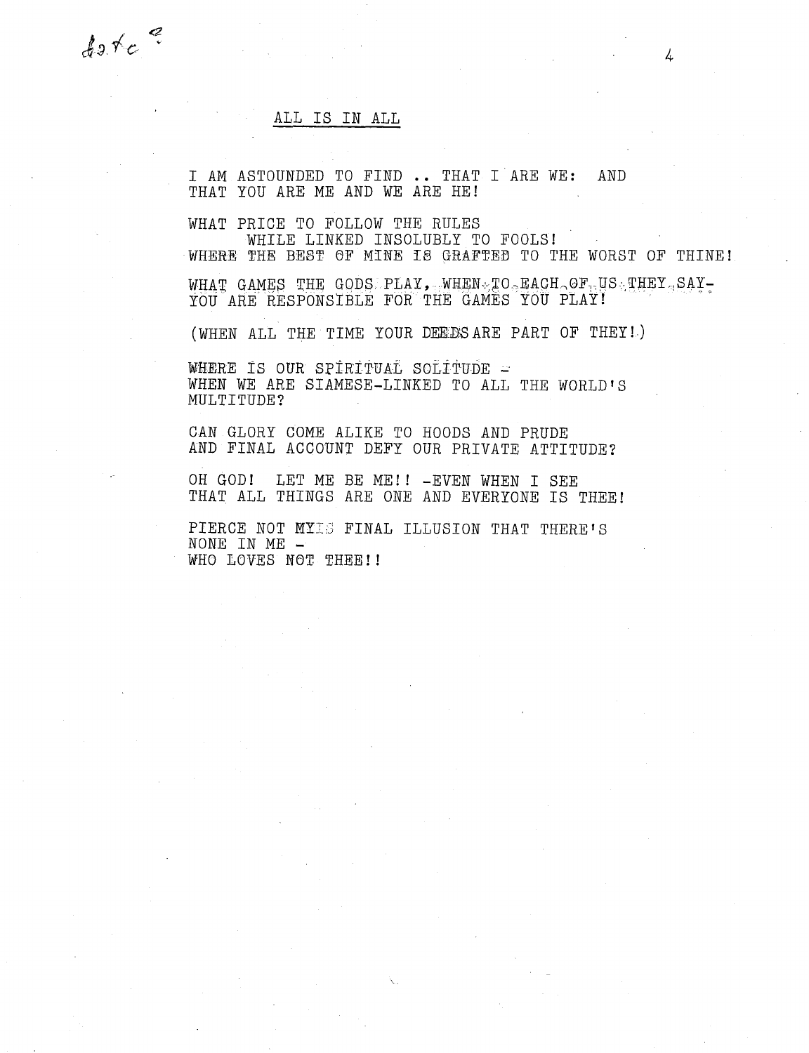## ALL IS IN ALL

I AM ASTOUNDED TO FIND .. THAT I ARE WE: AND
THAT YOU ARE ME AND WE ARE HE!

WHAT PRICE TO FOLLOW THE RULES
WHILE LINKED INSOLUBLY TO FOOLS!
WHERE THE BEST OF MINE IS GRAFTED TO THE WORST OF THINE!

WHAT GAMES THE GODS PLAY, WHEN TO EACH OF US THEY SAY-
YOU ARE RESPONSIBLE FOR THE GAMES YOU PLAY!

(WHEN ALL THE TIME YOUR DEEDS ARE PART OF THEY!)

WHERE IS OUR SPIRITUAL SOLITUDE -
WHEN WE ARE SIAMESE-LINKED TO ALL THE WORLD'S
MULTITUDE?

CAN GLORY COME ALIKE TO HOODS AND PRUDE
AND FINAL ACCOUNT DEFY OUR PRIVATE ATTITUDE?

OH GOD! LET ME BE ME!! -EVEN WHEN I SEE
THAT ALL THINGS ARE ONE AND EVERYONE IS THEE!

PIERCE NOT MY FINAL ILLUSION THAT THERE'S
NONE IN ME -
WHO LOVES NOT THEE!!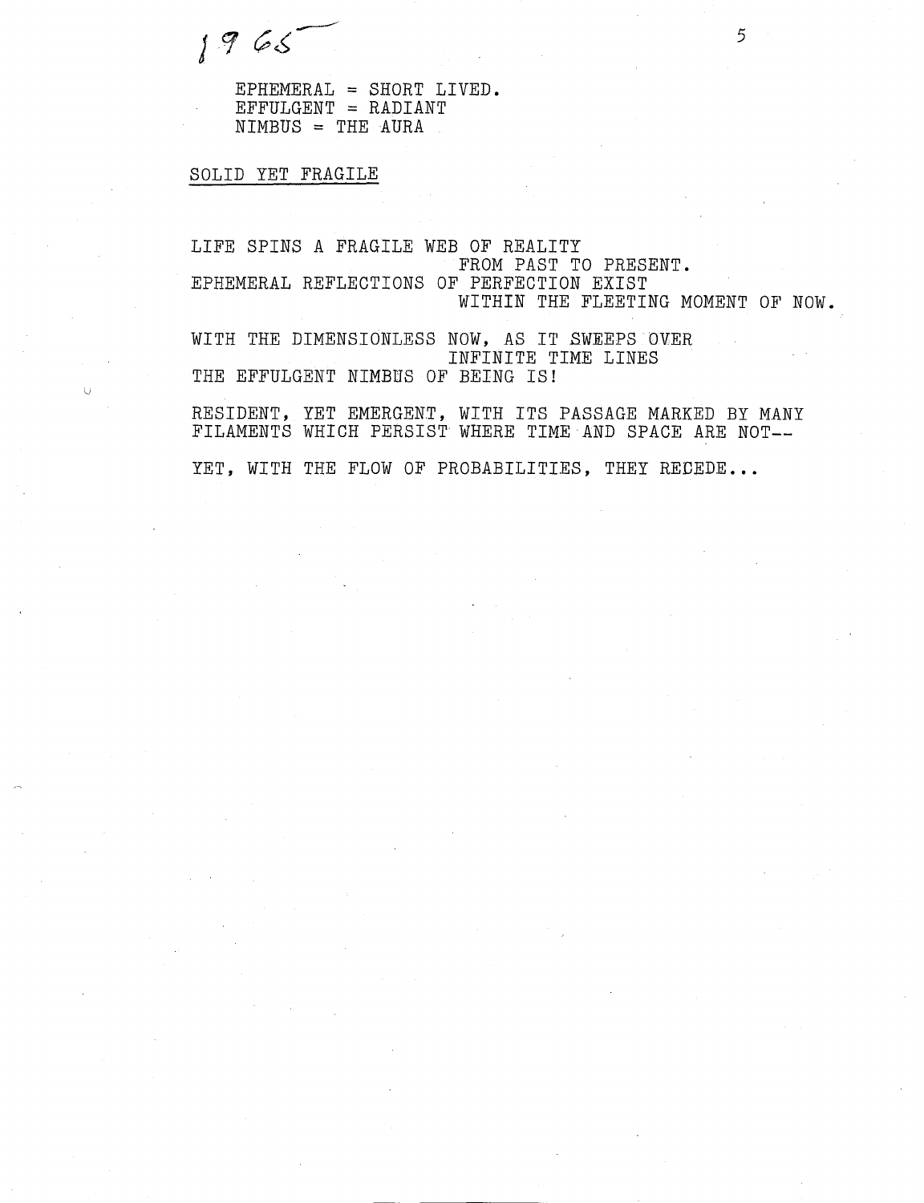1965

EPHEMERAL = SHORT LIVED.
EFFULGENT = RADIANT
NIMBUS = THE AURA

<u>SOLID YET FRAGILE</u>

LIFE SPINS A FRAGILE WEB OF REALITY
FROM PAST TO PRESENT.
EPHEMERAL REFLECTIONS OF PERFECTION EXIST
WITHIN THE FLEETING MOMENT OF NOW.

WITH THE DIMENSIONLESS NOW, AS IT SWEEPS OVER
INFINITE TIME LINES
THE EFFULGENT NIMBUS OF BEING IS!

RESIDENT, YET EMERGENT, WITH ITS PASSAGE MARKED BY MANY
FILAMENTS WHICH PERSIST WHERE TIME AND SPACE ARE NOT--

YET, WITH THE FLOW OF PROBABILITIES, THEY RECEDE...